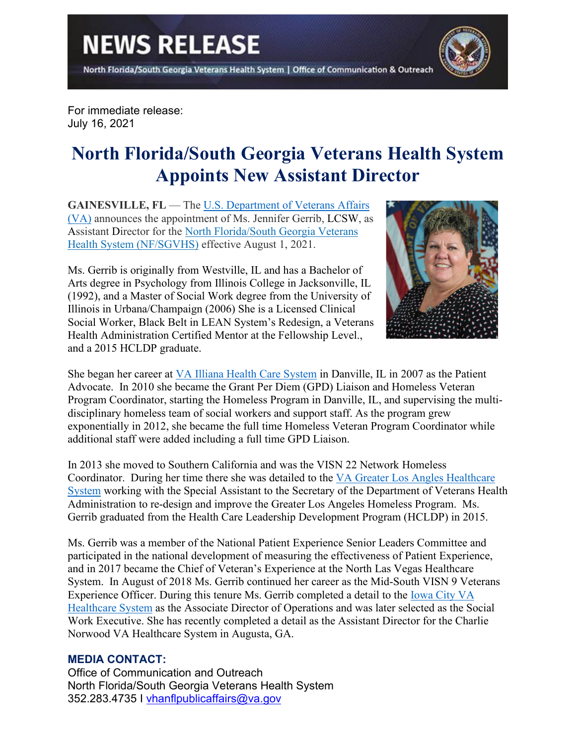# NEWS RELEASE

North Florida/South Georgia Veterans Health System | Office of Communication & Outreach

For immediate release:
July 16, 2021

# North Florida/South Georgia Veterans Health System Appoints New Assistant Director

**GAINESVILLE, FL** — The U.S. Department of Veterans Affairs (VA) announces the appointment of Ms. Jennifer Gerrib, LCSW, as Assistant Director for the North Florida/South Georgia Veterans Health System (NF/SGVHS) effective August 1, 2021.

Ms. Gerrib is originally from Westville, IL and has a Bachelor of Arts degree in Psychology from Illinois College in Jacksonville, IL (1992), and a Master of Social Work degree from the University of Illinois in Urbana/Champaign (2006) She is a Licensed Clinical Social Worker, Black Belt in LEAN System's Redesign, a Veterans Health Administration Certified Mentor at the Fellowship Level., and a 2015 HCLDP graduate.

She began her career at VA Illiana Health Care System in Danville, IL in 2007 as the Patient Advocate. In 2010 she became the Grant Per Diem (GPD) Liaison and Homeless Veteran Program Coordinator, starting the Homeless Program in Danville, IL, and supervising the multi-disciplinary homeless team of social workers and support staff. As the program grew exponentially in 2012, she became the full time Homeless Veteran Program Coordinator while additional staff were added including a full time GPD Liaison.

In 2013 she moved to Southern California and was the VISN 22 Network Homeless Coordinator. During her time there she was detailed to the VA Greater Los Angles Healthcare System working with the Special Assistant to the Secretary of the Department of Veterans Health Administration to re-design and improve the Greater Los Angeles Homeless Program. Ms. Gerrib graduated from the Health Care Leadership Development Program (HCLDP) in 2015.

Ms. Gerrib was a member of the National Patient Experience Senior Leaders Committee and participated in the national development of measuring the effectiveness of Patient Experience, and in 2017 became the Chief of Veteran's Experience at the North Las Vegas Healthcare System. In August of 2018 Ms. Gerrib continued her career as the Mid-South VISN 9 Veterans Experience Officer. During this tenure Ms. Gerrib completed a detail to the Iowa City VA Healthcare System as the Associate Director of Operations and was later selected as the Social Work Executive. She has recently completed a detail as the Assistant Director for the Charlie Norwood VA Healthcare System in Augusta, GA.

### MEDIA CONTACT:

Office of Communication and Outreach
North Florida/South Georgia Veterans Health System
352.283.4735 I vhanflpublicaffairs@va.gov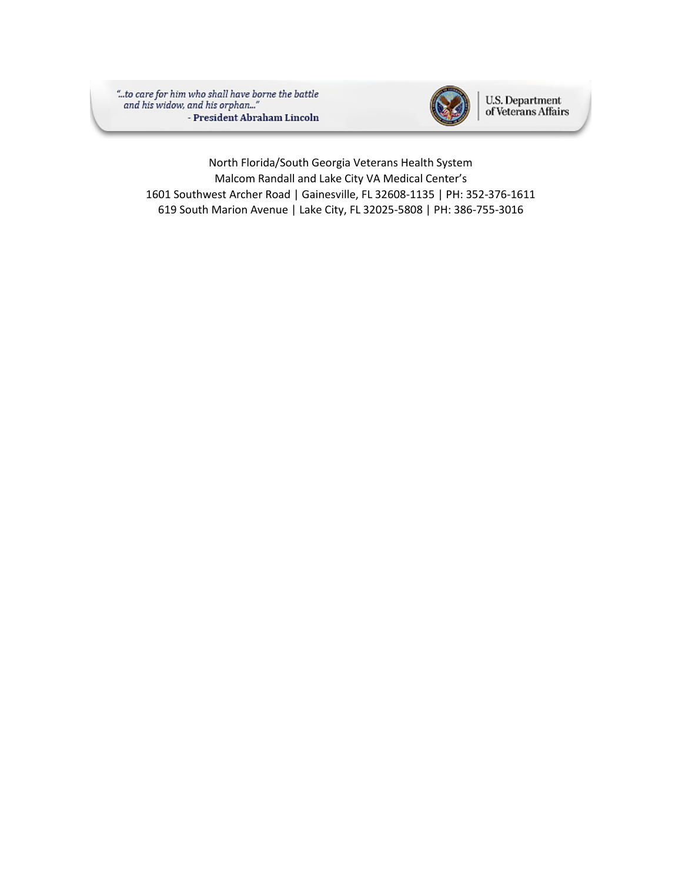"...to care for him who shall have borne the battle and his widow, and his orphan..."
- **President Abraham Lincoln**

U.S. Department of Veterans Affairs

North Florida/South Georgia Veterans Health System
Malcom Randall and Lake City VA Medical Center's
1601 Southwest Archer Road | Gainesville, FL 32608-1135 | PH: 352-376-1611
619 South Marion Avenue | Lake City, FL 32025-5808 | PH: 386-755-3016